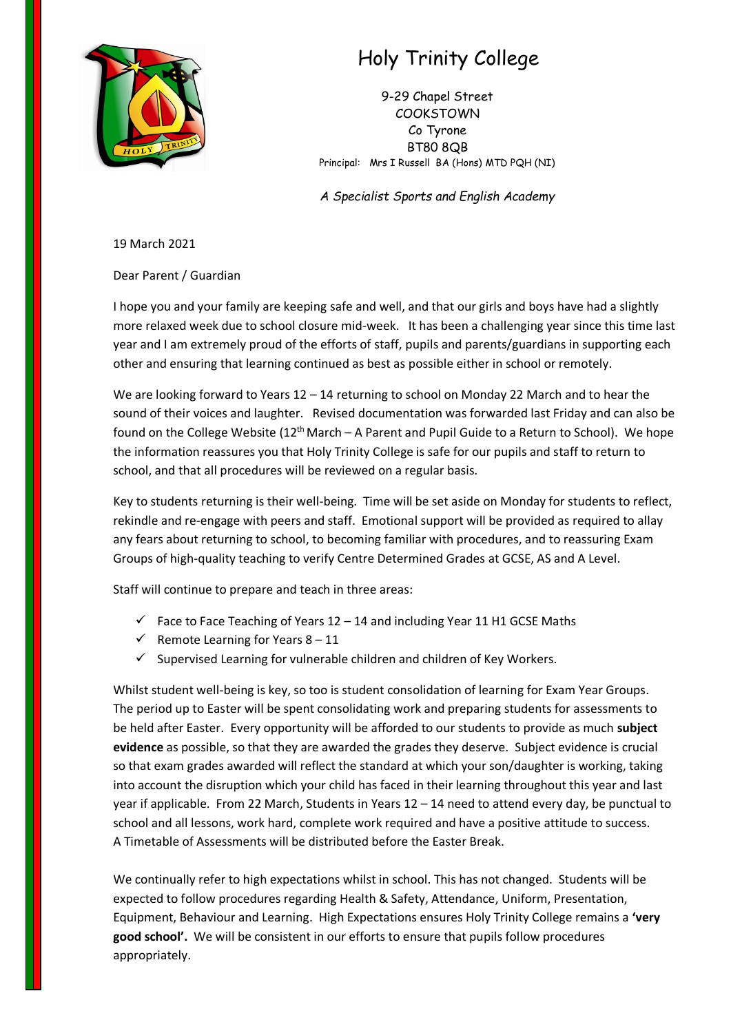# Holy Trinity College

9-29 Chapel Street
COOKSTOWN
Co Tyrone
BT80 8QB
Principal: Mrs I Russell BA (Hons) MTD PQH (NI)

*A Specialist Sports and English Academy*

19 March 2021

Dear Parent / Guardian

I hope you and your family are keeping safe and well, and that our girls and boys have had a slightly more relaxed week due to school closure mid-week. It has been a challenging year since this time last year and I am extremely proud of the efforts of staff, pupils and parents/guardians in supporting each other and ensuring that learning continued as best as possible either in school or remotely.

We are looking forward to Years 12 – 14 returning to school on Monday 22 March and to hear the sound of their voices and laughter. Revised documentation was forwarded last Friday and can also be found on the College Website (12th March – A Parent and Pupil Guide to a Return to School). We hope the information reassures you that Holy Trinity College is safe for our pupils and staff to return to school, and that all procedures will be reviewed on a regular basis.

Key to students returning is their well-being. Time will be set aside on Monday for students to reflect, rekindle and re-engage with peers and staff. Emotional support will be provided as required to allay any fears about returning to school, to becoming familiar with procedures, and to reassuring Exam Groups of high-quality teaching to verify Centre Determined Grades at GCSE, AS and A Level.

Staff will continue to prepare and teach in three areas:

- ✓ Face to Face Teaching of Years 12 – 14 and including Year 11 H1 GCSE Maths
- ✓ Remote Learning for Years 8 – 11
- ✓ Supervised Learning for vulnerable children and children of Key Workers.

Whilst student well-being is key, so too is student consolidation of learning for Exam Year Groups. The period up to Easter will be spent consolidating work and preparing students for assessments to be held after Easter. Every opportunity will be afforded to our students to provide as much **subject evidence** as possible, so that they are awarded the grades they deserve. Subject evidence is crucial so that exam grades awarded will reflect the standard at which your son/daughter is working, taking into account the disruption which your child has faced in their learning throughout this year and last year if applicable. From 22 March, Students in Years 12 – 14 need to attend every day, be punctual to school and all lessons, work hard, complete work required and have a positive attitude to success. A Timetable of Assessments will be distributed before the Easter Break.

We continually refer to high expectations whilst in school. This has not changed. Students will be expected to follow procedures regarding Health & Safety, Attendance, Uniform, Presentation, Equipment, Behaviour and Learning. High Expectations ensures Holy Trinity College remains a **'very good school'.** We will be consistent in our efforts to ensure that pupils follow procedures appropriately.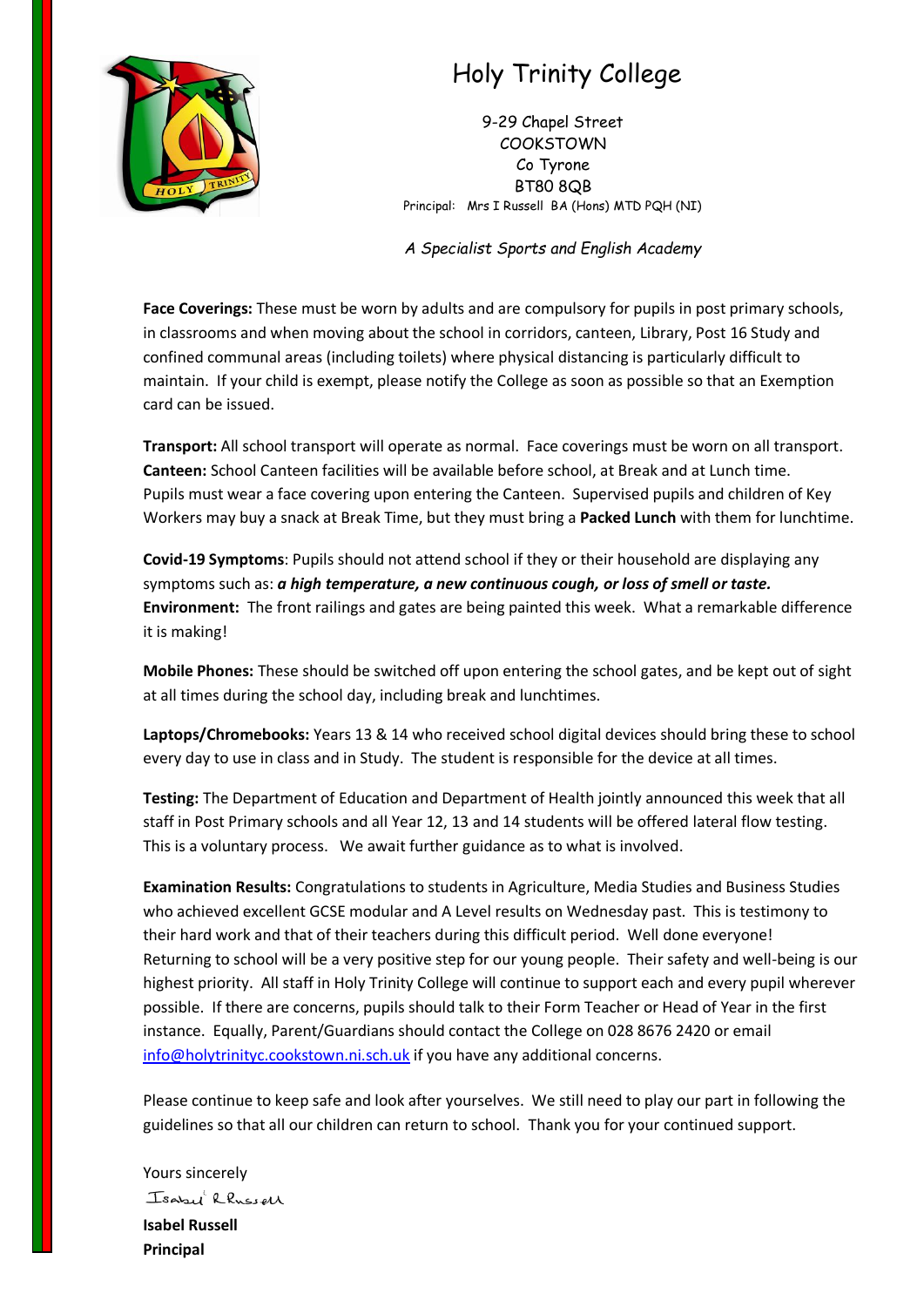# Holy Trinity College

9-29 Chapel Street
COOKSTOWN
Co Tyrone
BT80 8QB
Principal: Mrs I Russell BA (Hons) MTD PQH (NI)

*A Specialist Sports and English Academy*

**Face Coverings:** These must be worn by adults and are compulsory for pupils in post primary schools, in classrooms and when moving about the school in corridors, canteen, Library, Post 16 Study and confined communal areas (including toilets) where physical distancing is particularly difficult to maintain. If your child is exempt, please notify the College as soon as possible so that an Exemption card can be issued.

**Transport:** All school transport will operate as normal. Face coverings must be worn on all transport.
**Canteen:** School Canteen facilities will be available before school, at Break and at Lunch time. Pupils must wear a face covering upon entering the Canteen. Supervised pupils and children of Key Workers may buy a snack at Break Time, but they must bring a **Packed Lunch** with them for lunchtime.

**Covid-19 Symptoms**: Pupils should not attend school if they or their household are displaying any symptoms such as: ***a high temperature, a new continuous cough, or loss of smell or taste.***
**Environment:** The front railings and gates are being painted this week. What a remarkable difference it is making!

**Mobile Phones:** These should be switched off upon entering the school gates, and be kept out of sight at all times during the school day, including break and lunchtimes.

**Laptops/Chromebooks:** Years 13 & 14 who received school digital devices should bring these to school every day to use in class and in Study. The student is responsible for the device at all times.

**Testing:** The Department of Education and Department of Health jointly announced this week that all staff in Post Primary schools and all Year 12, 13 and 14 students will be offered lateral flow testing. This is a voluntary process. We await further guidance as to what is involved.

**Examination Results:** Congratulations to students in Agriculture, Media Studies and Business Studies who achieved excellent GCSE modular and A Level results on Wednesday past. This is testimony to their hard work and that of their teachers during this difficult period. Well done everyone!
Returning to school will be a very positive step for our young people. Their safety and well-being is our highest priority. All staff in Holy Trinity College will continue to support each and every pupil wherever possible. If there are concerns, pupils should talk to their Form Teacher or Head of Year in the first instance. Equally, Parent/Guardians should contact the College on 028 8676 2420 or email info@holytrinityc.cookstown.ni.sch.uk if you have any additional concerns.

Please continue to keep safe and look after yourselves. We still need to play our part in following the guidelines so that all our children can return to school. Thank you for your continued support.

Yours sincerely

Isabel Russell

**Isabel Russell**
**Principal**